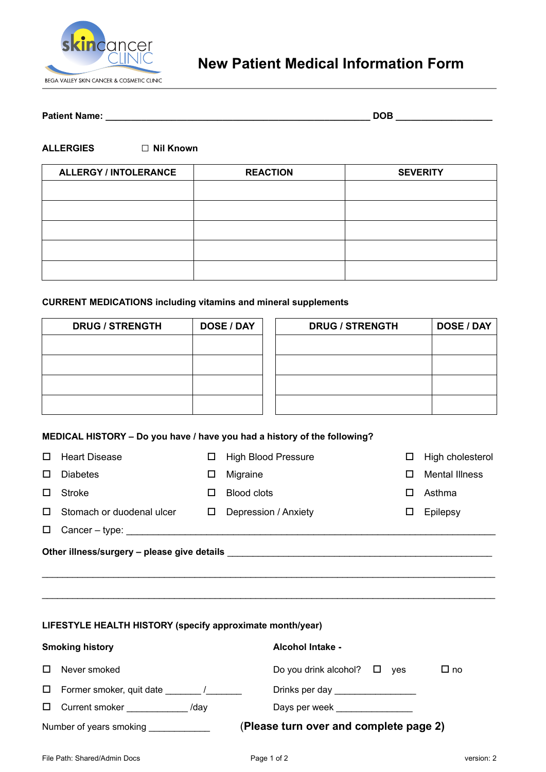skincancer CLINIC
BEGA VALLEY SKIN CANCER & COSMETIC CLINIC

# New Patient Medical Information Form

**Patient Name:** ____________________________________________ **DOB** ________________

**ALLERGIES** ☐ **Nil Known**

| ALLERGY / INTOLERANCE | REACTION | SEVERITY |
|---|---|---|
| | | |
| | | |
| | | |
| | | |
| | | |

**CURRENT MEDICATIONS including vitamins and mineral supplements**

| DRUG / STRENGTH | DOSE / DAY | DRUG / STRENGTH | DOSE / DAY |
|---|---|---|---|
| | | | |
| | | | |
| | | | |
| | | | |

**MEDICAL HISTORY – Do you have / have you had a history of the following?**

- ☐ Heart Disease
- ☐ High Blood Pressure
- ☐ High cholesterol
- ☐ Diabetes
- ☐ Migraine
- ☐ Mental Illness
- ☐ Stroke
- ☐ Blood clots
- ☐ Asthma
- ☐ Stomach or duodenal ulcer
- ☐ Depression / Anxiety
- ☐ Epilepsy
- ☐ Cancer – type: ____________________________________________

**Other illness/surgery – please give details** ____________________________________________

____________________________________________________________________________

____________________________________________________________________________

**LIFESTYLE HEALTH HISTORY (specify approximate month/year)**

**Smoking history**

- ☐ Never smoked
- ☐ Former smoker, quit date _______ /_______
- ☐ Current smoker ____________ /day

Number of years smoking ____________

**Alcohol Intake -**

Do you drink alcohol? ☐ yes ☐ no

Drinks per day ________________

Days per week _______________

(**Please turn over and complete page 2)**

File Path: Shared/Admin Docs

version: 2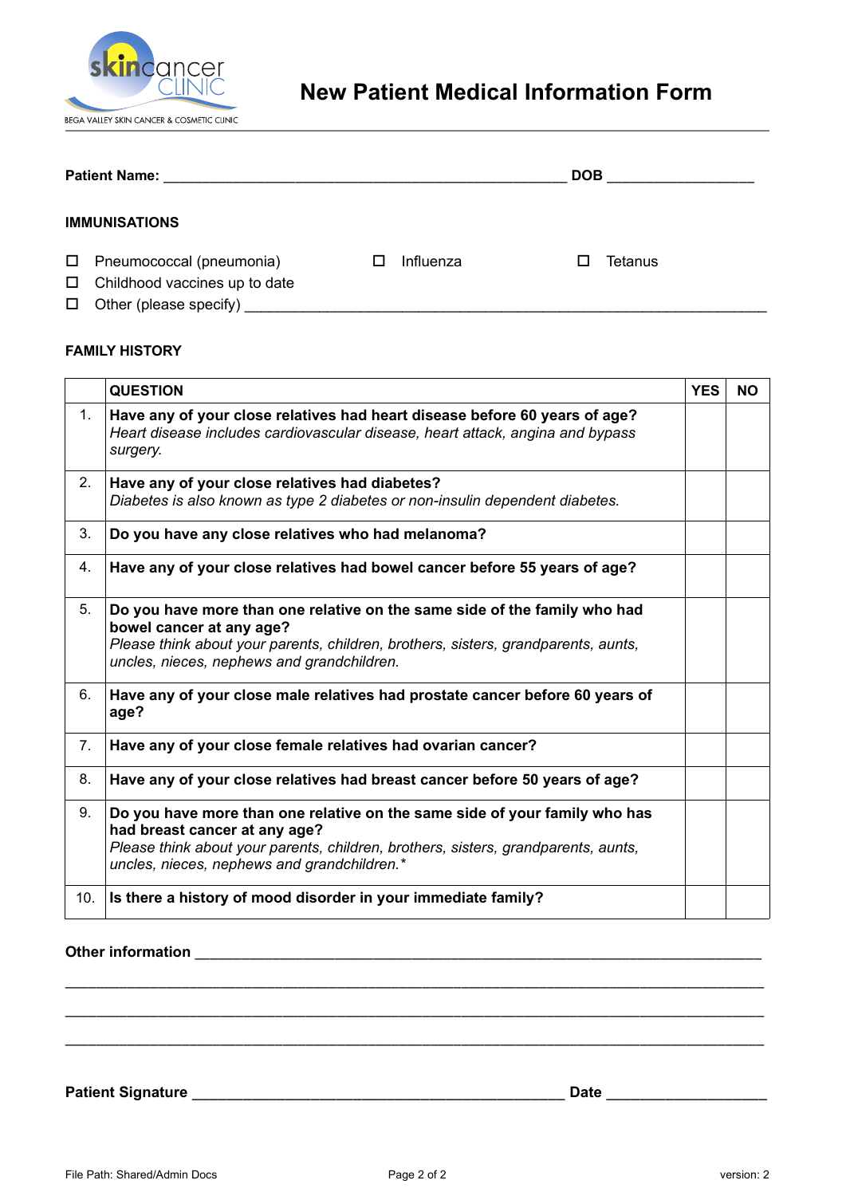skincancer CLINIC

BEGA VALLEY SKIN CANCER & COSMETIC CLINIC

# New Patient Medical Information Form

**Patient Name:** ________________________________________________ **DOB** ________________

**IMMUNISATIONS**

- ☐ Pneumococcal (pneumonia)
- ☐ Influenza
- ☐ Tetanus
- ☐ Childhood vaccines up to date
- ☐ Other (please specify) ____________________________________________________________

**FAMILY HISTORY**

| | QUESTION | YES | NO |
|---|---|---|---|
| 1. | **Have any of your close relatives had heart disease before 60 years of age?** *Heart disease includes cardiovascular disease, heart attack, angina and bypass surgery.* | | |
| 2. | **Have any of your close relatives had diabetes?** *Diabetes is also known as type 2 diabetes or non-insulin dependent diabetes.* | | |
| 3. | **Do you have any close relatives who had melanoma?** | | |
| 4. | **Have any of your close relatives had bowel cancer before 55 years of age?** | | |
| 5. | **Do you have more than one relative on the same side of the family who had bowel cancer at any age?** *Please think about your parents, children, brothers, sisters, grandparents, aunts, uncles, nieces, nephews and grandchildren.* | | |
| 6. | **Have any of your close male relatives had prostate cancer before 60 years of age?** | | |
| 7. | **Have any of your close female relatives had ovarian cancer?** | | |
| 8. | **Have any of your close relatives had breast cancer before 50 years of age?** | | |
| 9. | **Do you have more than one relative on the same side of your family who has had breast cancer at any age?** *Please think about your parents, children, brothers, sisters, grandparents, aunts, uncles, nieces, nephews and grandchildren.** | | |
| 10. | **Is there a history of mood disorder in your immediate family?** | | |

**Other information** ______________________________________________________________

__________________________________________________________________________________

__________________________________________________________________________________

__________________________________________________________________________________

**Patient Signature** ____________________________________________ **Date** __________________

File Path: Shared/Admin Docs

version: 2